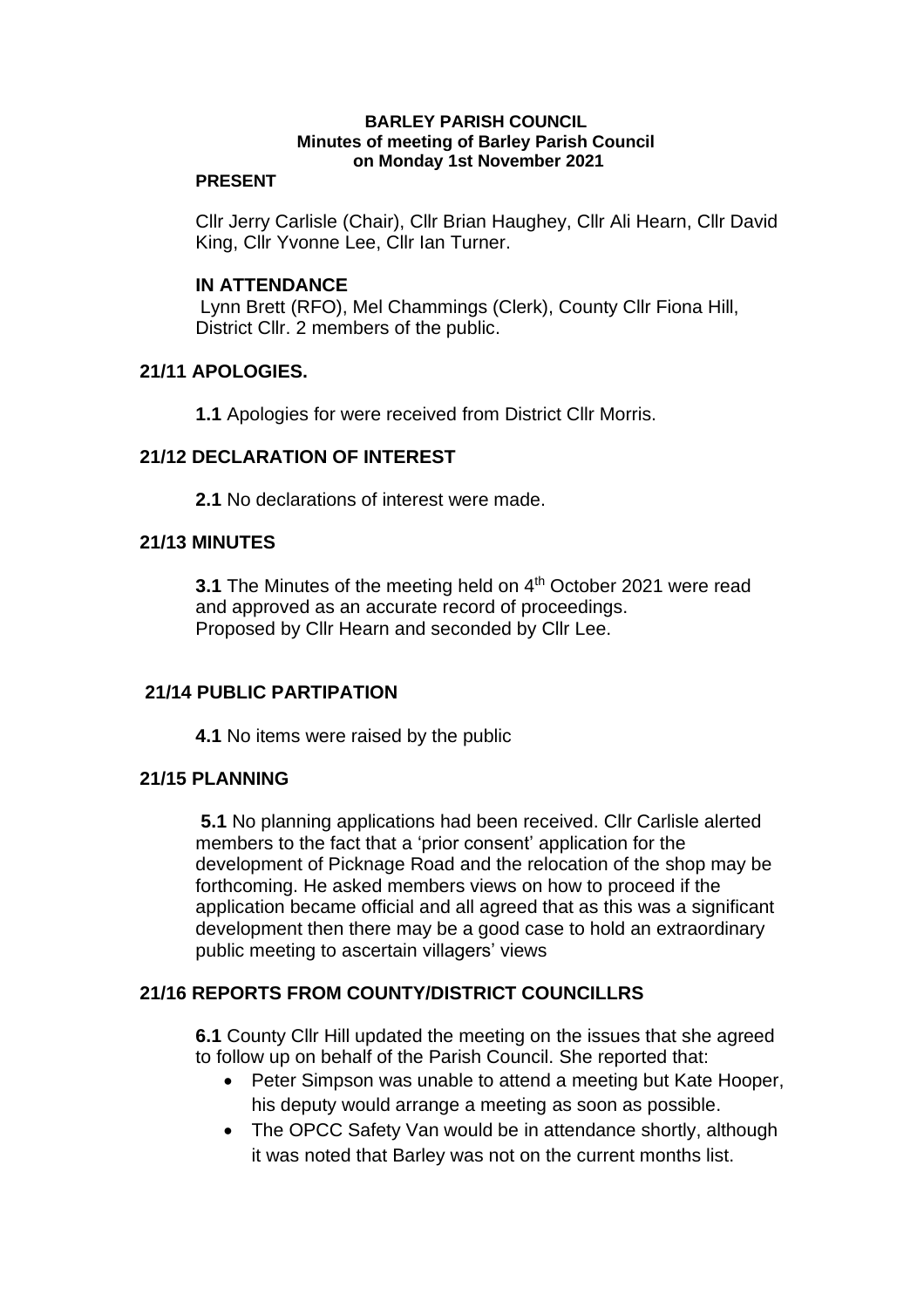# BARLEY PARISH COUNCIL

## Minutes of meeting of Barley Parish Council on Monday 1st November 2021

**PRESENT**

Cllr Jerry Carlisle (Chair), Cllr Brian Haughey, Cllr Ali Hearn, Cllr David King, Cllr Yvonne Lee, Cllr Ian Turner.

**IN ATTENDANCE**

Lynn Brett (RFO), Mel Chammings (Clerk), County Cllr Fiona Hill, District Cllr. 2 members of the public.

### 21/11 APOLOGIES.

**1.1** Apologies for were received from District Cllr Morris.

### 21/12 DECLARATION OF INTEREST

**2.1** No declarations of interest were made.

### 21/13 MINUTES

**3.1** The Minutes of the meeting held on 4th October 2021 were read and approved as an accurate record of proceedings.
Proposed by Cllr Hearn and seconded by Cllr Lee.

### 21/14 PUBLIC PARTIPATION

**4.1** No items were raised by the public

### 21/15 PLANNING

**5.1** No planning applications had been received. Cllr Carlisle alerted members to the fact that a 'prior consent' application for the development of Picknage Road and the relocation of the shop may be forthcoming. He asked members views on how to proceed if the application became official and all agreed that as this was a significant development then there may be a good case to hold an extraordinary public meeting to ascertain villagers' views

### 21/16 REPORTS FROM COUNTY/DISTRICT COUNCILLRS

**6.1** County Cllr Hill updated the meeting on the issues that she agreed to follow up on behalf of the Parish Council. She reported that:

- Peter Simpson was unable to attend a meeting but Kate Hooper, his deputy would arrange a meeting as soon as possible.
- The OPCC Safety Van would be in attendance shortly, although it was noted that Barley was not on the current months list.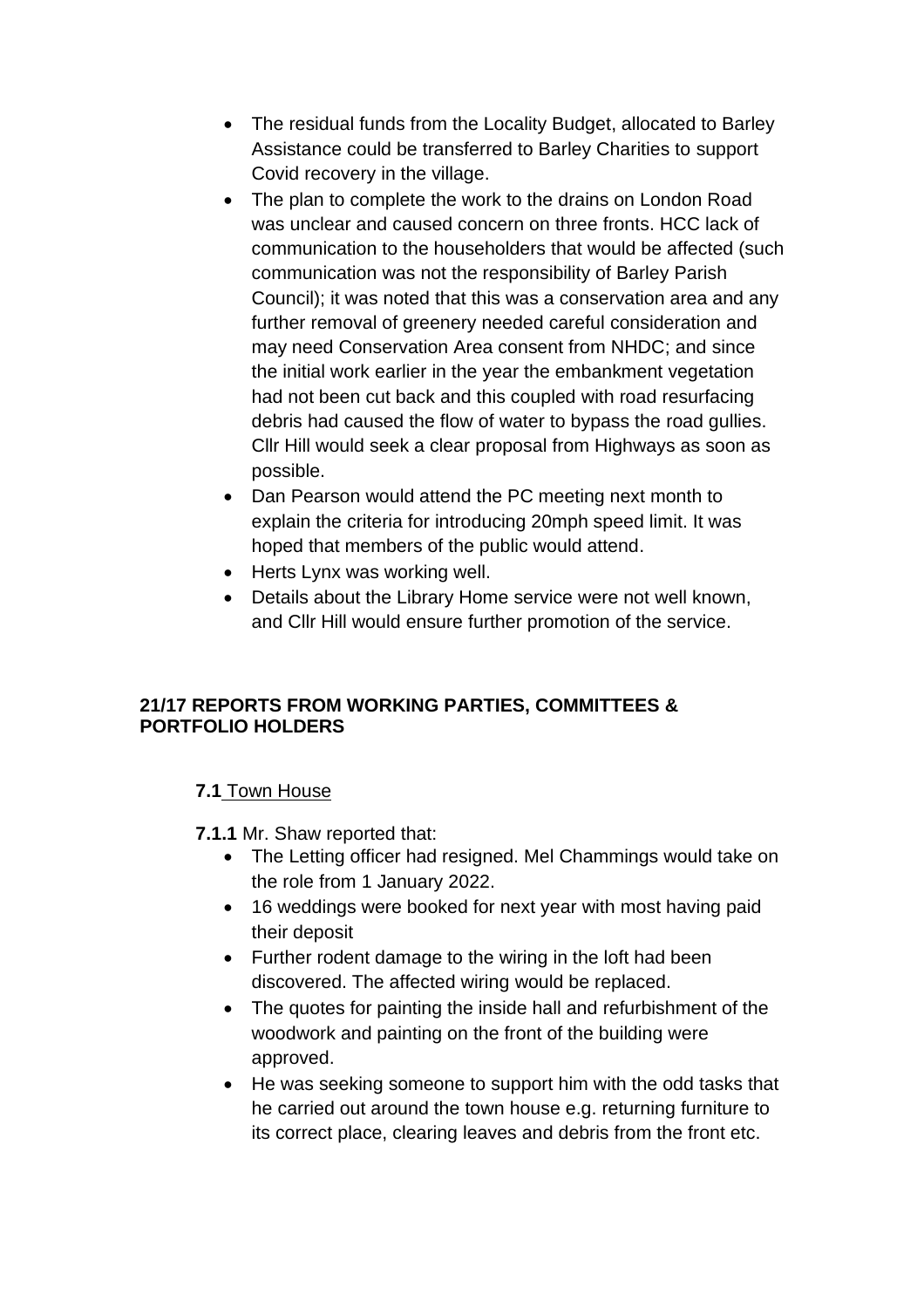- The residual funds from the Locality Budget, allocated to Barley Assistance could be transferred to Barley Charities to support Covid recovery in the village.
- The plan to complete the work to the drains on London Road was unclear and caused concern on three fronts. HCC lack of communication to the householders that would be affected (such communication was not the responsibility of Barley Parish Council); it was noted that this was a conservation area and any further removal of greenery needed careful consideration and may need Conservation Area consent from NHDC; and since the initial work earlier in the year the embankment vegetation had not been cut back and this coupled with road resurfacing debris had caused the flow of water to bypass the road gullies. Cllr Hill would seek a clear proposal from Highways as soon as possible.
- Dan Pearson would attend the PC meeting next month to explain the criteria for introducing 20mph speed limit. It was hoped that members of the public would attend.
- Herts Lynx was working well.
- Details about the Library Home service were not well known, and Cllr Hill would ensure further promotion of the service.

**21/17 REPORTS FROM WORKING PARTIES, COMMITTEES & PORTFOLIO HOLDERS**

**7.1** Town House

**7.1.1** Mr. Shaw reported that:

- The Letting officer had resigned. Mel Chammings would take on the role from 1 January 2022.
- 16 weddings were booked for next year with most having paid their deposit
- Further rodent damage to the wiring in the loft had been discovered. The affected wiring would be replaced.
- The quotes for painting the inside hall and refurbishment of the woodwork and painting on the front of the building were approved.
- He was seeking someone to support him with the odd tasks that he carried out around the town house e.g. returning furniture to its correct place, clearing leaves and debris from the front etc.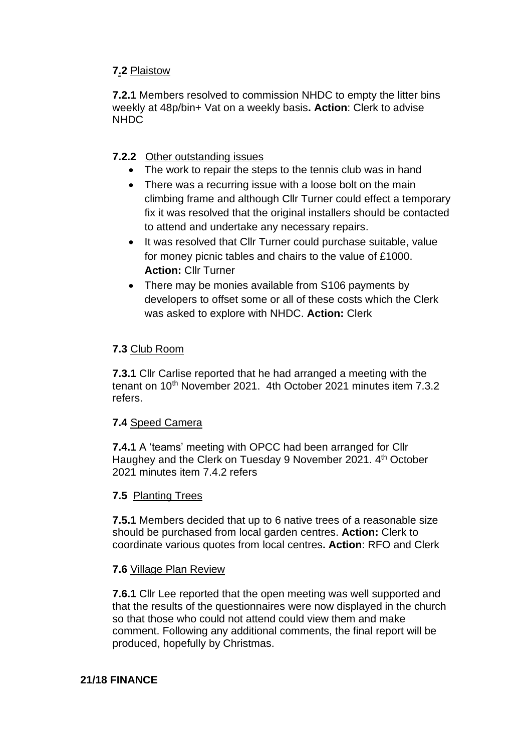**7.2** Plaistow

**7.2.1** Members resolved to commission NHDC to empty the litter bins weekly at 48p/bin+ Vat on a weekly basis**. Action**: Clerk to advise NHDC

**7.2.2** Other outstanding issues

- The work to repair the steps to the tennis club was in hand
- There was a recurring issue with a loose bolt on the main climbing frame and although Cllr Turner could effect a temporary fix it was resolved that the original installers should be contacted to attend and undertake any necessary repairs.
- It was resolved that Cllr Turner could purchase suitable, value for money picnic tables and chairs to the value of £1000. **Action:** Cllr Turner
- There may be monies available from S106 payments by developers to offset some or all of these costs which the Clerk was asked to explore with NHDC. **Action:** Clerk

**7.3** Club Room

**7.3.1** Cllr Carlise reported that he had arranged a meeting with the tenant on 10th November 2021. 4th October 2021 minutes item 7.3.2 refers.

**7.4** Speed Camera

**7.4.1** A 'teams' meeting with OPCC had been arranged for Cllr Haughey and the Clerk on Tuesday 9 November 2021. 4th October 2021 minutes item 7.4.2 refers

**7.5** Planting Trees

**7.5.1** Members decided that up to 6 native trees of a reasonable size should be purchased from local garden centres. **Action:** Clerk to coordinate various quotes from local centres**. Action**: RFO and Clerk

**7.6** Village Plan Review

**7.6.1** Cllr Lee reported that the open meeting was well supported and that the results of the questionnaires were now displayed in the church so that those who could not attend could view them and make comment. Following any additional comments, the final report will be produced, hopefully by Christmas.

**21/18 FINANCE**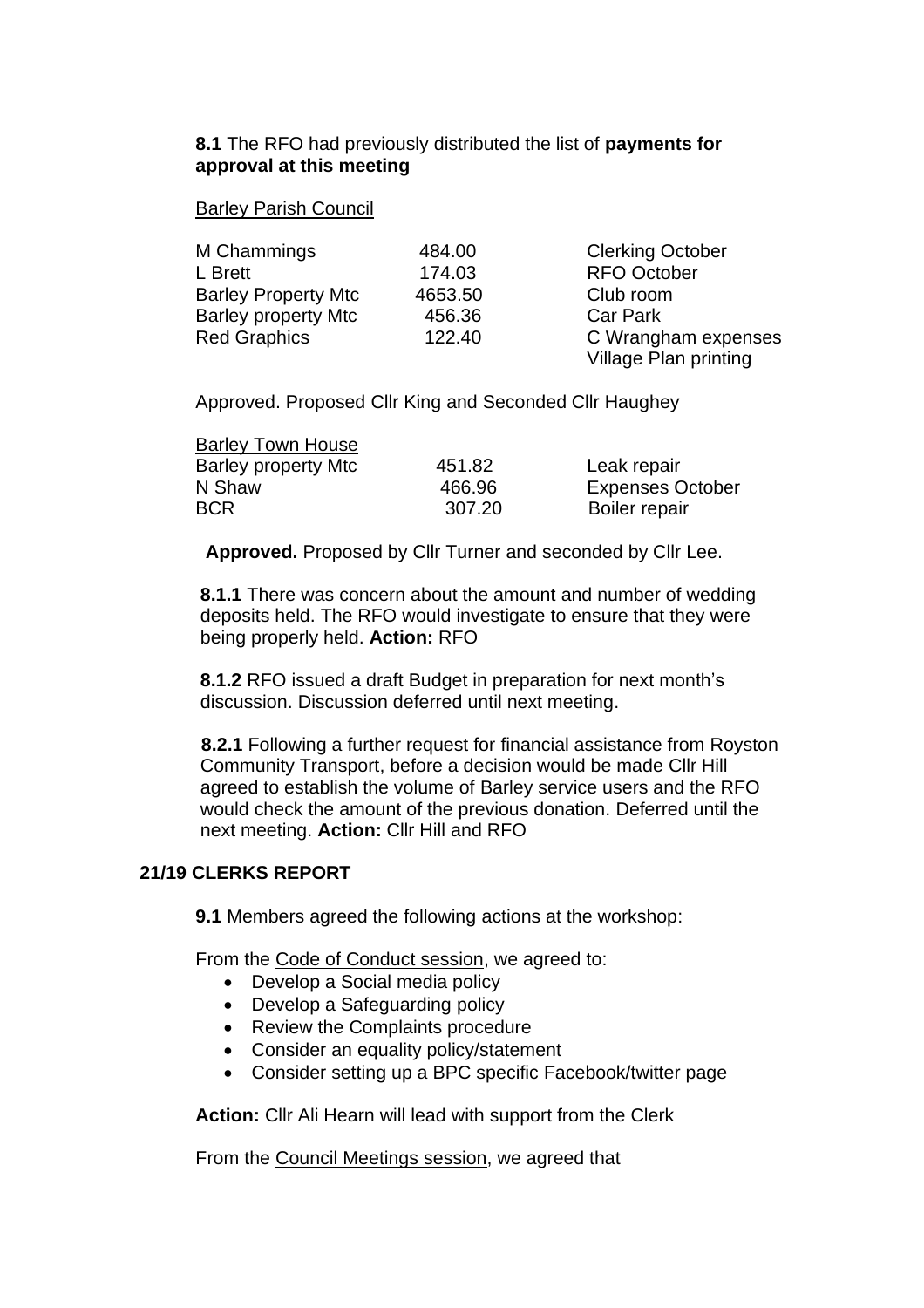**8.1** The RFO had previously distributed the list of **payments for approval at this meeting**

Barley Parish Council

| | | |
|---|---|---|
| M Chammings | 484.00 | Clerking October |
| L Brett | 174.03 | RFO October |
| Barley Property Mtc | 4653.50 | Club room |
| Barley property Mtc | 456.36 | Car Park |
| Red Graphics | 122.40 | C Wrangham expenses Village Plan printing |

Approved. Proposed Cllr King and Seconded Cllr Haughey

| Barley Town House | | |
|---|---|---|
| Barley property Mtc | 451.82 | Leak repair |
| N Shaw | 466.96 | Expenses October |
| BCR | 307.20 | Boiler repair |

**Approved.** Proposed by Cllr Turner and seconded by Cllr Lee.

**8.1.1** There was concern about the amount and number of wedding deposits held. The RFO would investigate to ensure that they were being properly held. **Action:** RFO

**8.1.2** RFO issued a draft Budget in preparation for next month's discussion. Discussion deferred until next meeting.

**8.2.1** Following a further request for financial assistance from Royston Community Transport, before a decision would be made Cllr Hill agreed to establish the volume of Barley service users and the RFO would check the amount of the previous donation. Deferred until the next meeting. **Action:** Cllr Hill and RFO

**21/19 CLERKS REPORT**

**9.1** Members agreed the following actions at the workshop:

From the Code of Conduct session, we agreed to:

- Develop a Social media policy
- Develop a Safeguarding policy
- Review the Complaints procedure
- Consider an equality policy/statement
- Consider setting up a BPC specific Facebook/twitter page

**Action:** Cllr Ali Hearn will lead with support from the Clerk

From the Council Meetings session, we agreed that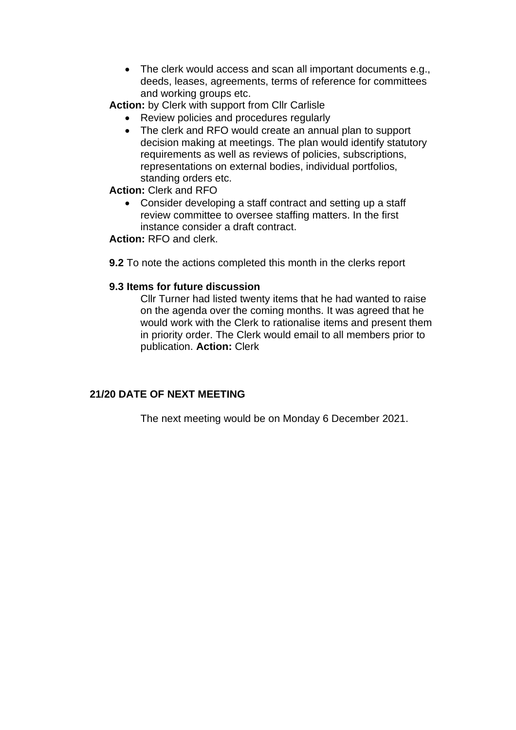- The clerk would access and scan all important documents e.g., deeds, leases, agreements, terms of reference for committees and working groups etc.

**Action:** by Clerk with support from Cllr Carlisle

- Review policies and procedures regularly
- The clerk and RFO would create an annual plan to support decision making at meetings. The plan would identify statutory requirements as well as reviews of policies, subscriptions, representations on external bodies, individual portfolios, standing orders etc.

**Action:** Clerk and RFO

- Consider developing a staff contract and setting up a staff review committee to oversee staffing matters. In the first instance consider a draft contract.

**Action:** RFO and clerk.

**9.2** To note the actions completed this month in the clerks report

**9.3 Items for future discussion**

Cllr Turner had listed twenty items that he had wanted to raise on the agenda over the coming months. It was agreed that he would work with the Clerk to rationalise items and present them in priority order. The Clerk would email to all members prior to publication. **Action:** Clerk

**21/20 DATE OF NEXT MEETING**

The next meeting would be on Monday 6 December 2021.